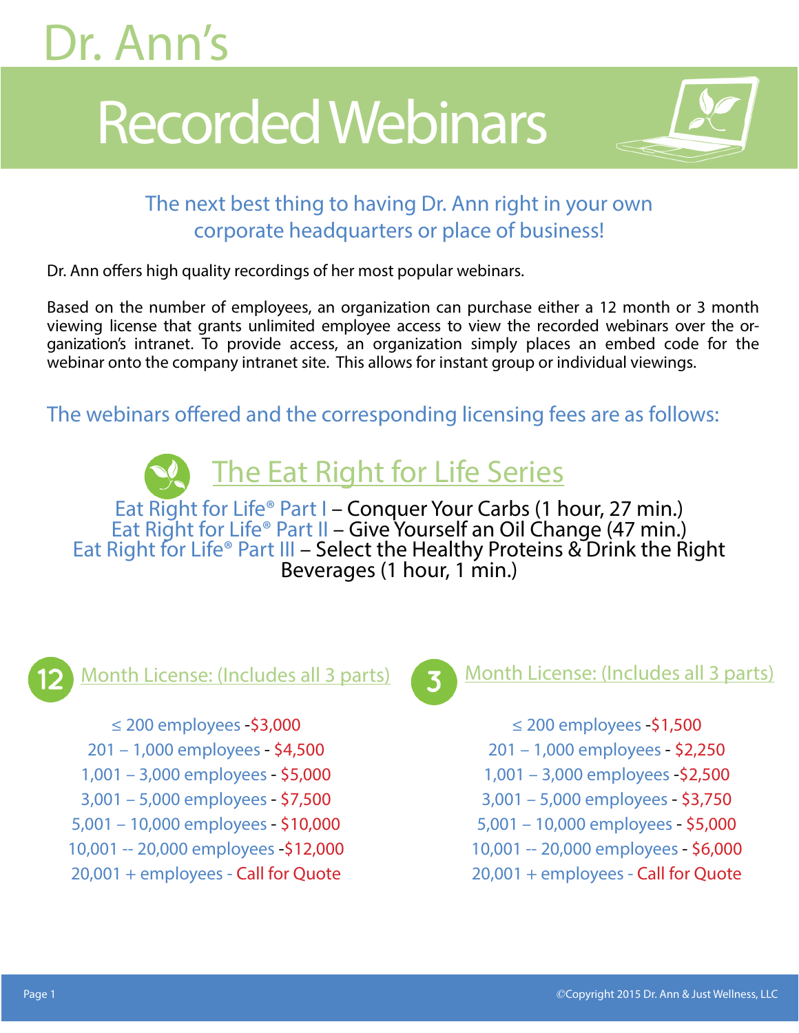# Dr. Ann's

# Recorded Webinars

## The next best thing to having Dr. Ann right in your own corporate headquarters or place of business!

Dr. Ann offers high quality recordings of her most popular webinars.

Based on the number of employees, an organization can purchase either a 12 month or 3 month viewing license that grants unlimited employee access to view the recorded webinars over the organization's intranet. To provide access, an organization simply places an embed code for the webinar onto the company intranet site. This allows for instant group or individual viewings.

### The webinars offered and the corresponding licensing fees are as follows:

## The Eat Right for Life Series

Eat Right for Life® Part I – Conquer Your Carbs (1 hour, 27 min.)
Eat Right for Life® Part II – Give Yourself an Oil Change (47 min.)
Eat Right for Life® Part III – Select the Healthy Proteins & Drink the Right Beverages (1 hour, 1 min.)

### 12 Month License: (Includes all 3 parts)

≤ 200 employees -$3,000
201 – 1,000 employees - $4,500
1,001 – 3,000 employees - $5,000
3,001 – 5,000 employees - $7,500
5,001 – 10,000 employees - $10,000
10,001 -- 20,000 employees -$12,000
20,001 + employees - Call for Quote

### 3 Month License: (Includes all 3 parts)

≤ 200 employees -$1,500
201 – 1,000 employees - $2,250
1,001 – 3,000 employees -$2,500
3,001 – 5,000 employees - $3,750
5,001 – 10,000 employees - $5,000
10,001 -- 20,000 employees - $6,000
20,001 + employees - Call for Quote

©Copyright 2015 Dr. Ann & Just Wellness, LLC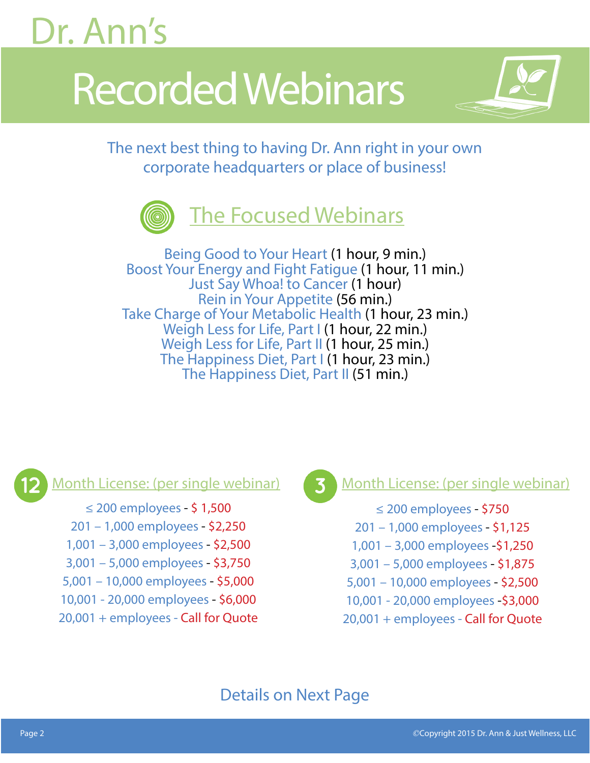# Dr. Ann's

# Recorded Webinars

The next best thing to having Dr. Ann right in your own corporate headquarters or place of business!

## The Focused Webinars

Being Good to Your Heart (1 hour, 9 min.)
Boost Your Energy and Fight Fatigue (1 hour, 11 min.)
Just Say Whoa! to Cancer (1 hour)
Rein in Your Appetite (56 min.)
Take Charge of Your Metabolic Health (1 hour, 23 min.)
Weigh Less for Life, Part I (1 hour, 22 min.)
Weigh Less for Life, Part II (1 hour, 25 min.)
The Happiness Diet, Part I (1 hour, 23 min.)
The Happiness Diet, Part II (51 min.)

### 12 Month License: (per single webinar)

≤ 200 employees - $ 1,500
201 – 1,000 employees - $2,250
1,001 – 3,000 employees - $2,500
3,001 – 5,000 employees - $3,750
5,001 – 10,000 employees - $5,000
10,001 - 20,000 employees - $6,000
20,001 + employees - Call for Quote

### 3 Month License: (per single webinar)

≤ 200 employees - $750
201 – 1,000 employees - $1,125
1,001 – 3,000 employees -$1,250
3,001 – 5,000 employees - $1,875
5,001 – 10,000 employees - $2,500
10,001 - 20,000 employees -$3,000
20,001 + employees - Call for Quote

Details on Next Page

©Copyright 2015 Dr. Ann & Just Wellness, LLC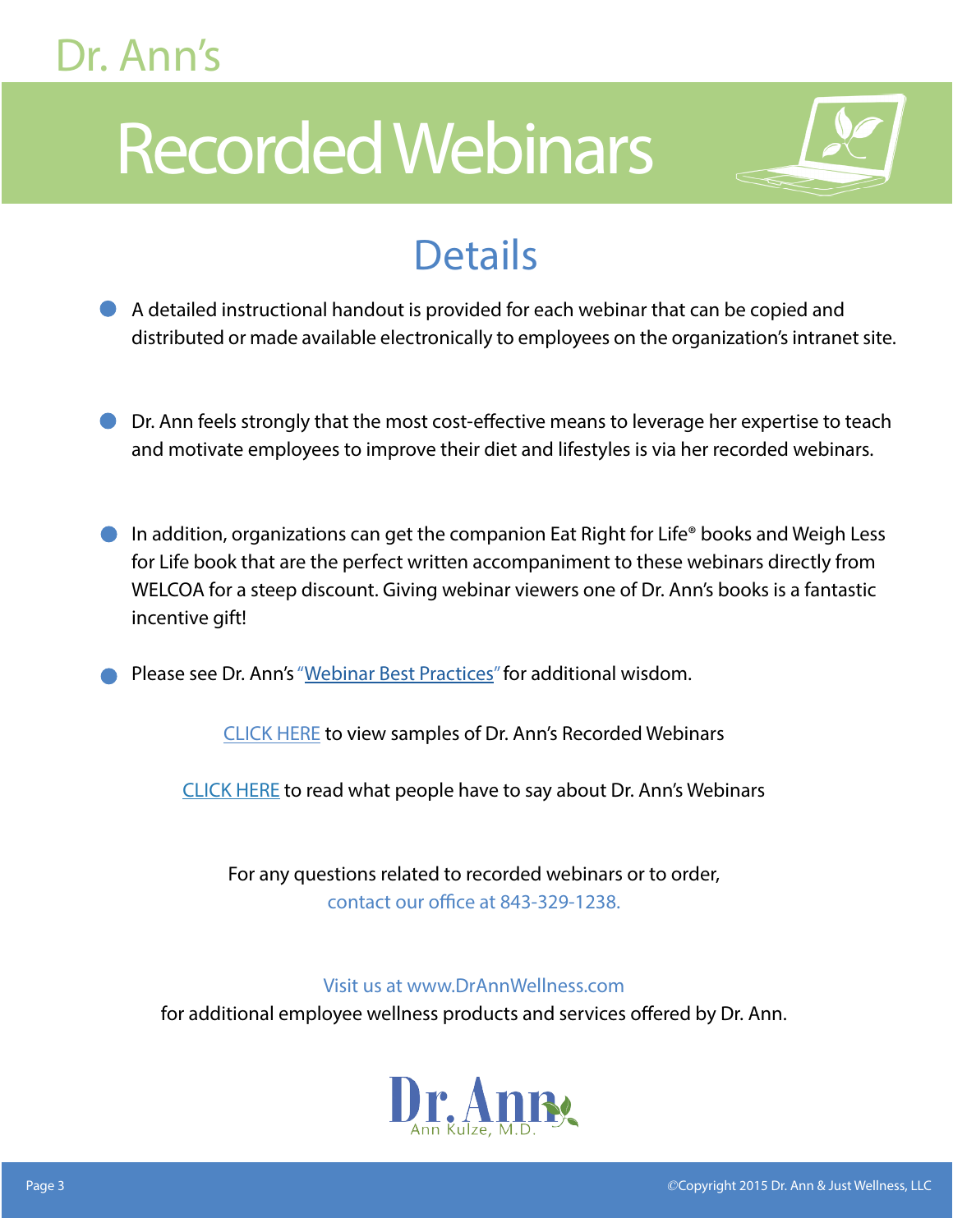Dr. Ann's

# Recorded Webinars

## Details

- A detailed instructional handout is provided for each webinar that can be copied and distributed or made available electronically to employees on the organization's intranet site.

- Dr. Ann feels strongly that the most cost-effective means to leverage her expertise to teach and motivate employees to improve their diet and lifestyles is via her recorded webinars.

- In addition, organizations can get the companion Eat Right for Life® books and Weigh Less for Life book that are the perfect written accompaniment to these webinars directly from WELCOA for a steep discount. Giving webinar viewers one of Dr. Ann's books is a fantastic incentive gift!

- Please see Dr. Ann's "Webinar Best Practices" for additional wisdom.

CLICK HERE to view samples of Dr. Ann's Recorded Webinars

CLICK HERE to read what people have to say about Dr. Ann's Webinars

For any questions related to recorded webinars or to order,
contact our office at 843-329-1238.

Visit us at www.DrAnnWellness.com
for additional employee wellness products and services offered by Dr. Ann.

Dr. Ann
Ann Kulze, M.D.

©Copyright 2015 Dr. Ann & Just Wellness, LLC